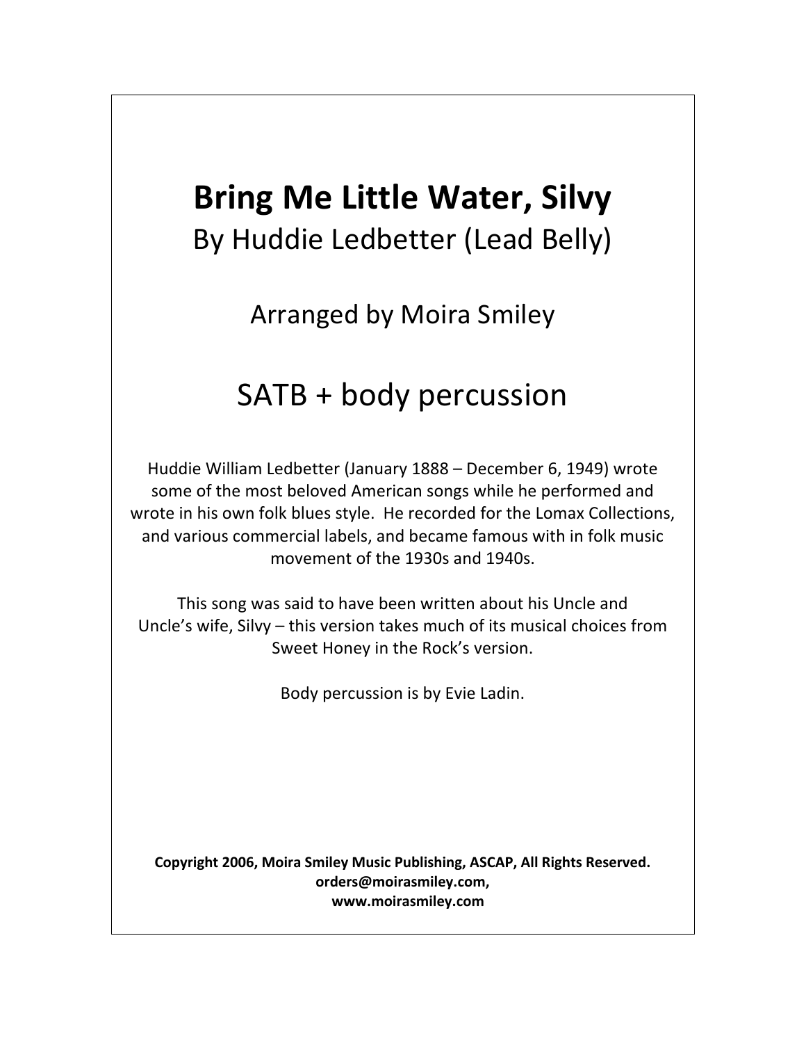# Bring Me Little Water, Silvy

By Huddie Ledbetter (Lead Belly)

Arranged by Moira Smiley

SATB + body percussion

Huddie William Ledbetter (January 1888 – December 6, 1949) wrote some of the most beloved American songs while he performed and wrote in his own folk blues style. He recorded for the Lomax Collections, and various commercial labels, and became famous with in folk music movement of the 1930s and 1940s.

This song was said to have been written about his Uncle and Uncle's wife, Silvy – this version takes much of its musical choices from Sweet Honey in the Rock's version.

Body percussion is by Evie Ladin.

**Copyright 2006, Moira Smiley Music Publishing, ASCAP, All Rights Reserved.**
**orders@moirasmiley.com,**
**www.moirasmiley.com**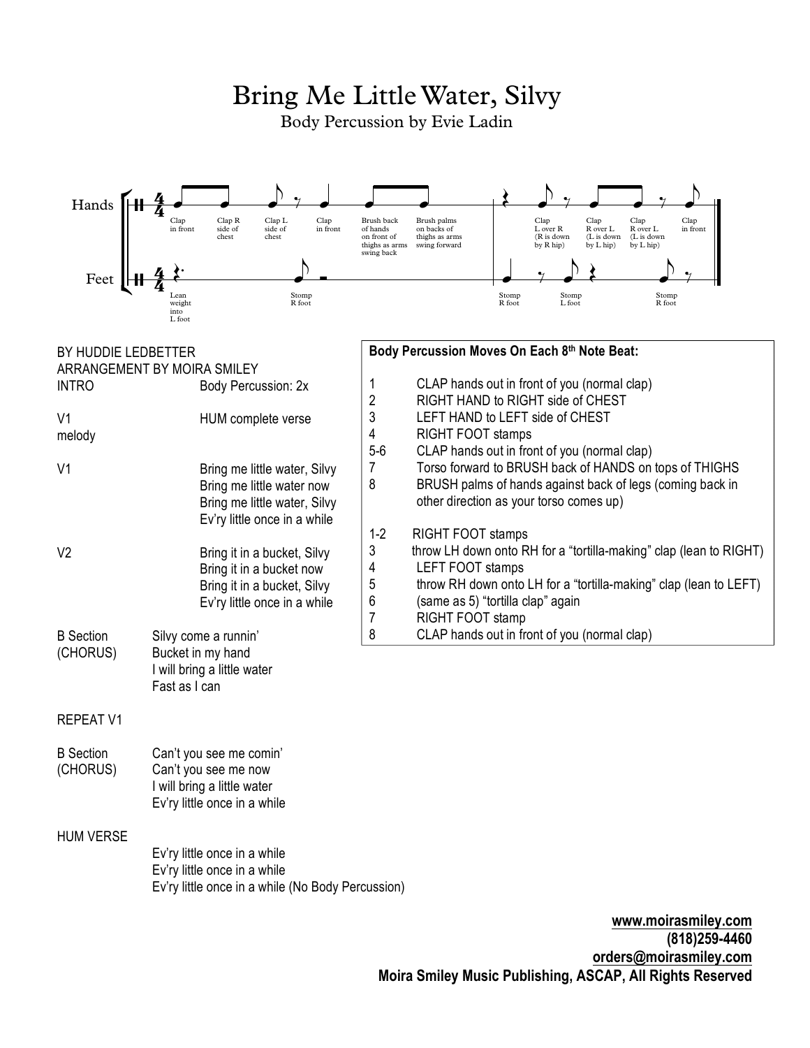# Bring Me Little Water, Silvy

Body Percussion by Evie Ladin

Hands: Clap in front / Clap R side of chest / Clap L side of chest / Clap in front / Brush back of hands on front of thighs as arms swing back / Brush palms on backs of thighs as arms swing forward | Clap L over R (R is down by R hip) / Clap R over L (L is down by L hip) / Clap R over L (L is down by L hip) / Clap in front

Feet: Lean weight into L foot / Stomp R foot | Stomp R foot / Stomp L foot / Stomp R foot

BY HUDDIE LEDBETTER
ARRANGEMENT BY MOIRA SMILEY

| | |
|---|---|
| INTRO | Body Percussion: 2x |
| V1 melody | HUM complete verse |
| V1 | Bring me little water, Silvy<br>Bring me little water now<br>Bring me little water, Silvy<br>Ev'ry little once in a while |
| V2 | Bring it in a bucket, Silvy<br>Bring it in a bucket now<br>Bring it in a bucket, Silvy<br>Ev'ry little once in a while |
| B Section (CHORUS) | Silvy come a runnin'<br>Bucket in my hand<br>I will bring a little water<br>Fast as I can |

REPEAT V1

| | |
|---|---|
| B Section (CHORUS) | Can't you see me comin'<br>Can't you see me now<br>I will bring a little water<br>Ev'ry little once in a while |

HUM VERSE

Ev'ry little once in a while
Ev'ry little once in a while
Ev'ry little once in a while (No Body Percussion)

**Body Percussion Moves On Each 8th Note Beat:**

| | |
|---|---|
| 1 | CLAP hands out in front of you (normal clap) |
| 2 | RIGHT HAND to RIGHT side of CHEST |
| 3 | LEFT HAND to LEFT side of CHEST |
| 4 | RIGHT FOOT stamps |
| 5-6 | CLAP hands out in front of you (normal clap) |
| 7 | Torso forward to BRUSH back of HANDS on tops of THIGHS |
| 8 | BRUSH palms of hands against back of legs (coming back in other direction as your torso comes up) |
| 1-2 | RIGHT FOOT stamps |
| 3 | throw LH down onto RH for a "tortilla-making" clap (lean to RIGHT) |
| 4 | LEFT FOOT stamps |
| 5 | throw RH down onto LH for a "tortilla-making" clap (lean to LEFT) |
| 6 | (same as 5) "tortilla clap" again |
| 7 | RIGHT FOOT stamp |
| 8 | CLAP hands out in front of you (normal clap) |

**www.moirasmiley.com**
**(818)259-4460**
**orders@moirasmiley.com**
**Moira Smiley Music Publishing, ASCAP, All Rights Reserved**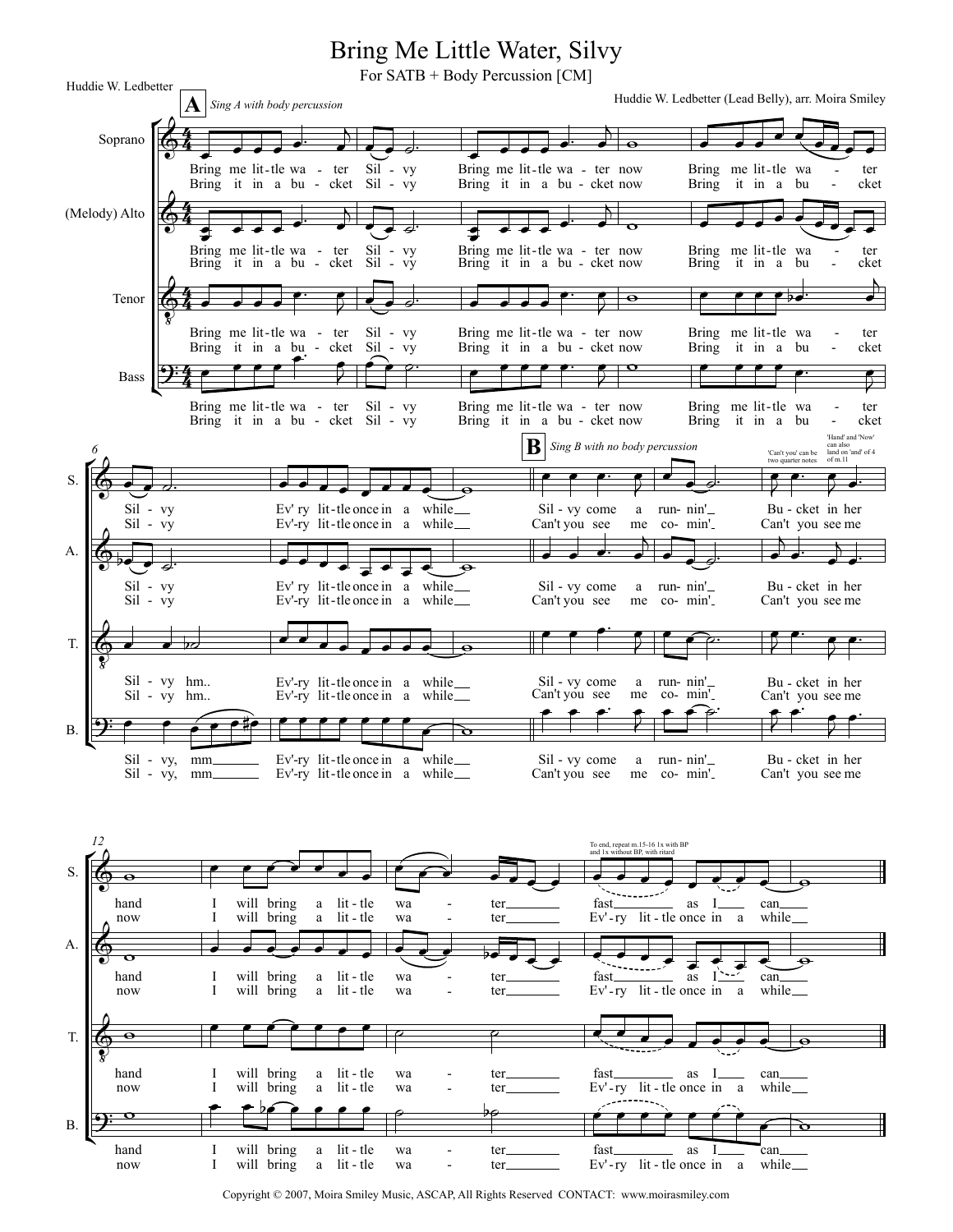# Bring Me Little Water, Silvy

For SATB + Body Percussion [CM]

Huddie W. Ledbetter

Huddie W. Ledbetter (Lead Belly), arr. Moira Smiley

**A** *Sing A with body percussion*

Soprano, (Melody) Alto, Tenor, Bass:

Bring me lit-tle wa - ter Sil - vy Bring me lit-tle wa - ter now Bring me lit-tle wa - ter Sil - vy
Bring it in a bu - cket Sil - vy Bring it in a bu - cket now Bring it in a bu - cket Sil - vy

Ev'ry lit-tle once in a while

**B** *Sing B with no body percussion*

'Can't you' can be two quarter notes

'Hand' and 'Now' can also land on 'and' of 4 of m.11

Sil - vy come a run- nin' Bu - cket in her hand I will bring a lit - tle wa - ter fast as I can
Can't you see me co- min' Can't you see me now I will bring a lit - tle wa - ter Ev'-ry lit - tle once in a while

Tenor: Sil - vy hm..

Bass: Sil - vy, mm

To end, repeat m.15-16 1x with BP and 1x without BP, with ritard

Copyright © 2007, Moira Smiley Music, ASCAP, All Rights Reserved CONTACT: www.moirasmiley.com